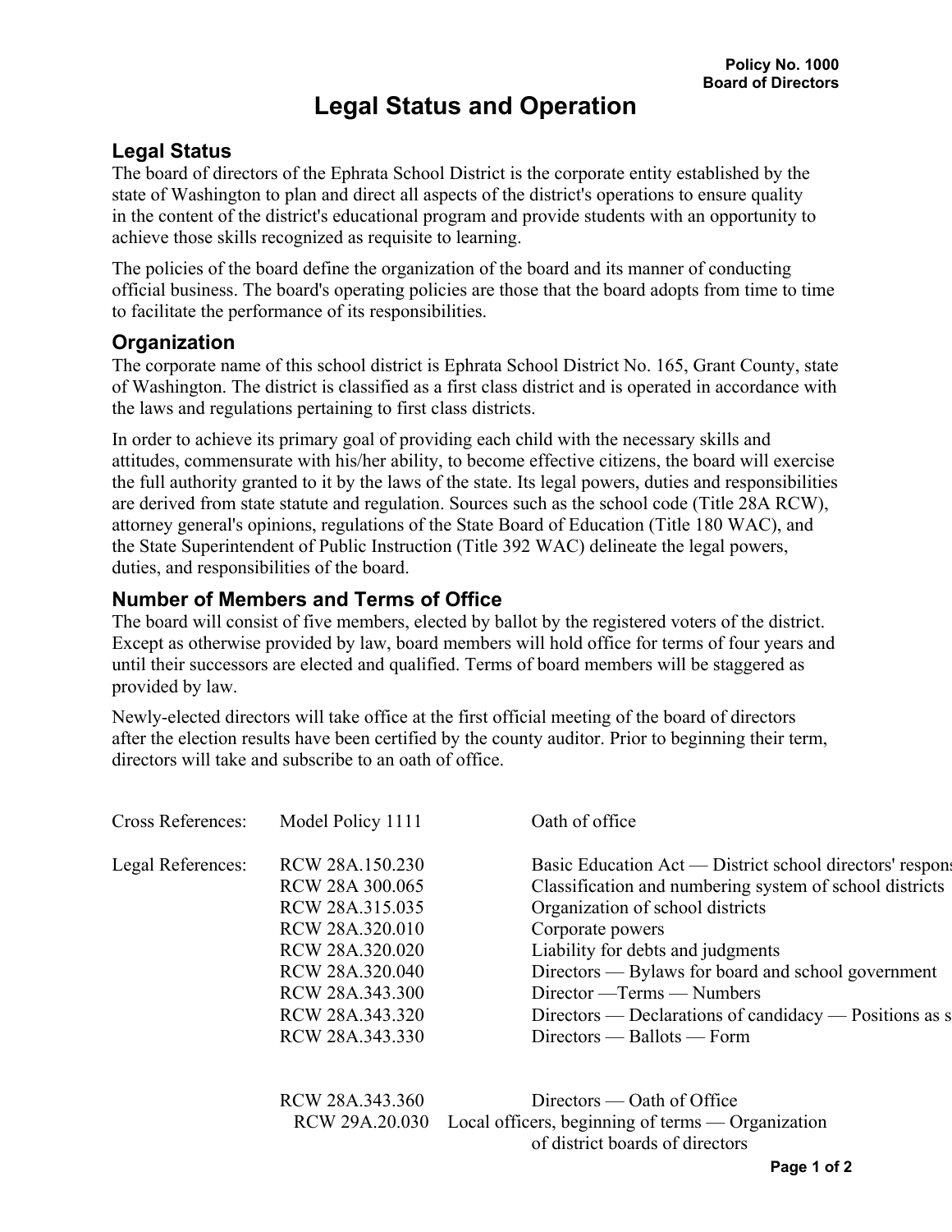Policy No. 1000
Board of Directors

# Legal Status and Operation

## Legal Status

The board of directors of the Ephrata School District is the corporate entity established by the state of Washington to plan and direct all aspects of the district's operations to ensure quality in the content of the district's educational program and provide students with an opportunity to achieve those skills recognized as requisite to learning.

The policies of the board define the organization of the board and its manner of conducting official business. The board's operating policies are those that the board adopts from time to time to facilitate the performance of its responsibilities.

## Organization

The corporate name of this school district is Ephrata School District No. 165, Grant County, state of Washington. The district is classified as a first class district and is operated in accordance with the laws and regulations pertaining to first class districts.

In order to achieve its primary goal of providing each child with the necessary skills and attitudes, commensurate with his/her ability, to become effective citizens, the board will exercise the full authority granted to it by the laws of the state. Its legal powers, duties and responsibilities are derived from state statute and regulation. Sources such as the school code (Title 28A RCW), attorney general's opinions, regulations of the State Board of Education (Title 180 WAC), and the State Superintendent of Public Instruction (Title 392 WAC) delineate the legal powers, duties, and responsibilities of the board.

## Number of Members and Terms of Office

The board will consist of five members, elected by ballot by the registered voters of the district. Except as otherwise provided by law, board members will hold office for terms of four years and until their successors are elected and qualified. Terms of board members will be staggered as provided by law.

Newly-elected directors will take office at the first official meeting of the board of directors after the election results have been certified by the county auditor. Prior to beginning their term, directors will take and subscribe to an oath of office.

| | | |
|---|---|---|
| Cross References: | Model Policy 1111 | Oath of office |
| Legal References: | RCW 28A.150.230 | Basic Education Act — District school directors' respons |
| | RCW 28A 300.065 | Classification and numbering system of school districts |
| | RCW 28A.315.035 | Organization of school districts |
| | RCW 28A.320.010 | Corporate powers |
| | RCW 28A.320.020 | Liability for debts and judgments |
| | RCW 28A.320.040 | Directors — Bylaws for board and school government |
| | RCW 28A.343.300 | Director —Terms — Numbers |
| | RCW 28A.343.320 | Directors — Declarations of candidacy — Positions as s |
| | RCW 28A.343.330 | Directors — Ballots — Form |
| | RCW 28A.343.360 | Directors — Oath of Office |
| | RCW 29A.20.030 | Local officers, beginning of terms — Organization of district boards of directors |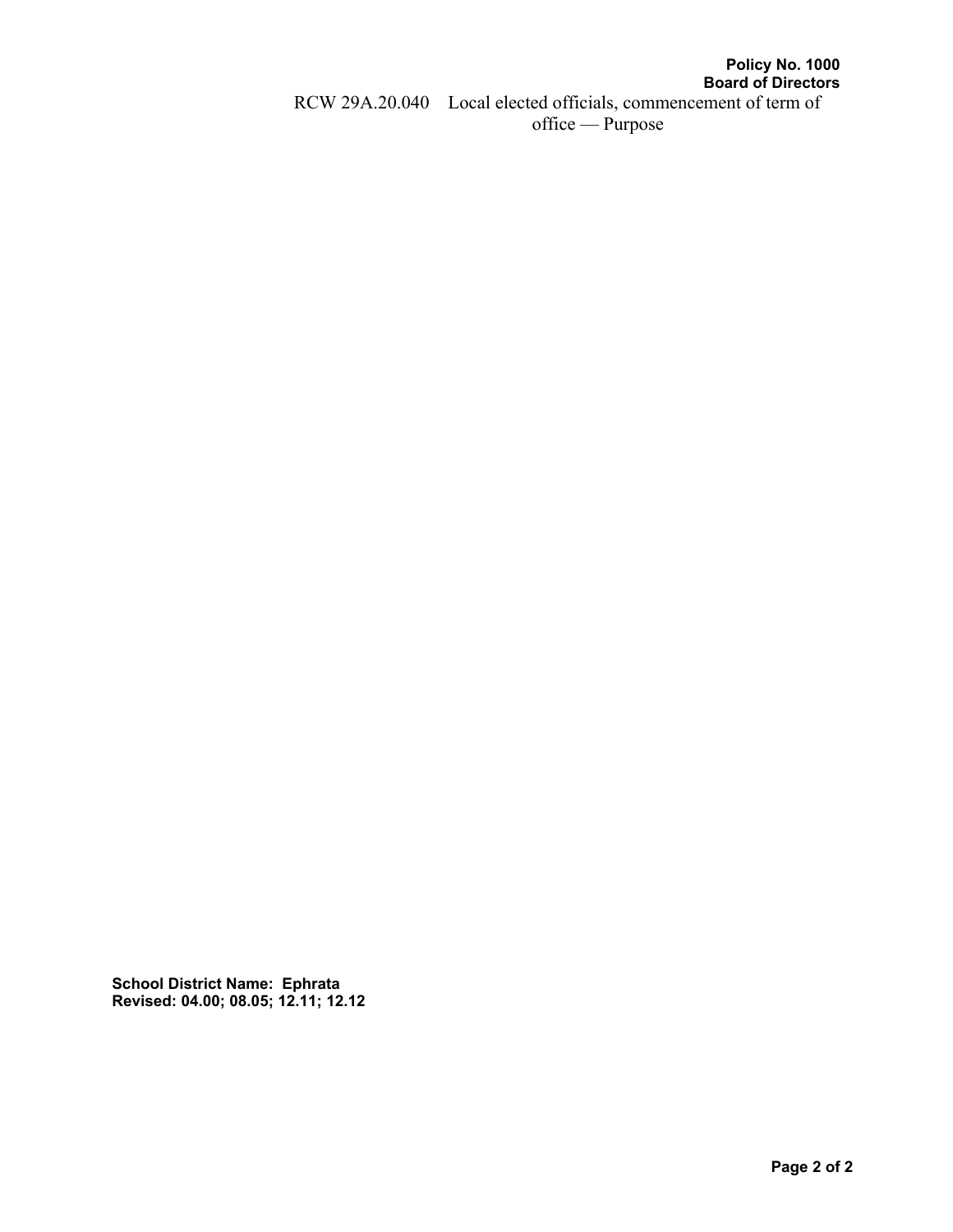RCW 29A.20.040 Local elected officials, commencement of term of office — Purpose

**School District Name: Ephrata**
**Revised: 04.00; 08.05; 12.11; 12.12**